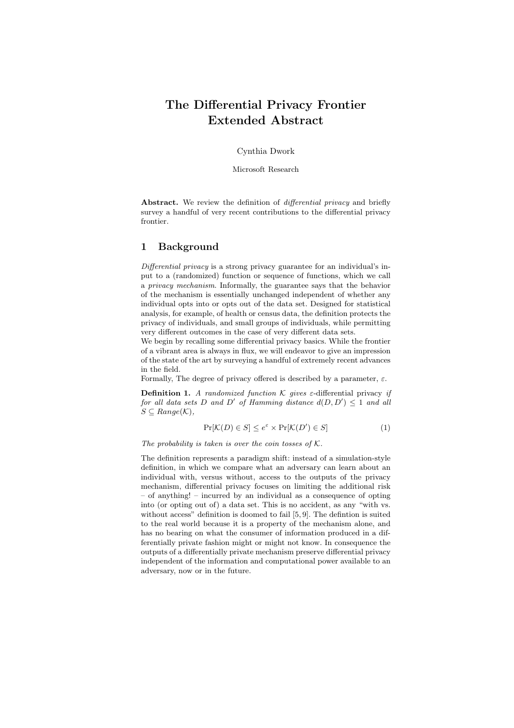# The Differential Privacy Frontier
# Extended Abstract

Cynthia Dwork

Microsoft Research

**Abstract.** We review the definition of *differential privacy* and briefly survey a handful of very recent contributions to the differential privacy frontier.

## 1 Background

*Differential privacy* is a strong privacy guarantee for an individual's input to a (randomized) function or sequence of functions, which we call a *privacy mechanism*. Informally, the guarantee says that the behavior of the mechanism is essentially unchanged independent of whether any individual opts into or opts out of the data set. Designed for statistical analysis, for example, of health or census data, the definition protects the privacy of individuals, and small groups of individuals, while permitting very different outcomes in the case of very different data sets.

We begin by recalling some differential privacy basics. While the frontier of a vibrant area is always in flux, we will endeavor to give an impression of the state of the art by surveying a handful of extremely recent advances in the field.

Formally, The degree of privacy offered is described by a parameter, $\varepsilon$.

**Definition 1.** *A randomized function $\mathcal{K}$ gives $\varepsilon$-*differential privacy *if for all data sets $D$ and $D'$ of Hamming distance $d(D, D') \leq 1$ and all $S \subseteq Range(\mathcal{K})$,*

$$\Pr[\mathcal{K}(D) \in S] \leq e^{\varepsilon} \times \Pr[\mathcal{K}(D') \in S] \tag{1}$$

*The probability is taken is over the coin tosses of $\mathcal{K}$.*

The definition represents a paradigm shift: instead of a simulation-style definition, in which we compare what an adversary can learn about an individual with, versus without, access to the outputs of the privacy mechanism, differential privacy focuses on limiting the additional risk – of anything! – incurred by an individual as a consequence of opting into (or opting out of) a data set. This is no accident, as any "with vs. without access" definition is doomed to fail [5, 9]. The defintion is suited to the real world because it is a property of the mechanism alone, and has no bearing on what the consumer of information produced in a differentially private fashion might or might not know. In consequence the outputs of a differentially private mechanism preserve differential privacy independent of the information and computational power available to an adversary, now or in the future.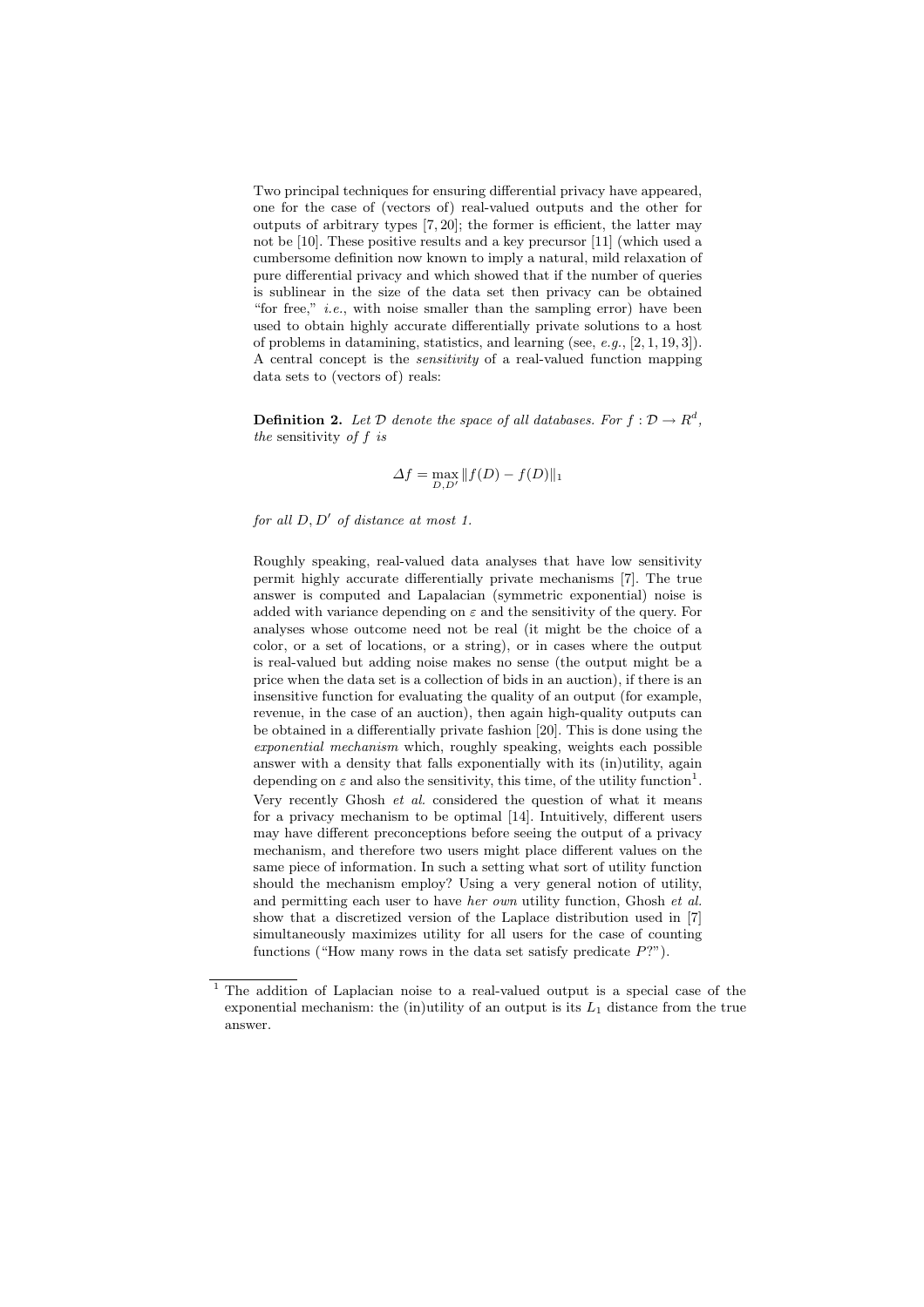Two principal techniques for ensuring differential privacy have appeared, one for the case of (vectors of) real-valued outputs and the other for outputs of arbitrary types [7, 20]; the former is efficient, the latter may not be [10]. These positive results and a key precursor [11] (which used a cumbersome definition now known to imply a natural, mild relaxation of pure differential privacy and which showed that if the number of queries is sublinear in the size of the data set then privacy can be obtained "for free," *i.e.*, with noise smaller than the sampling error) have been used to obtain highly accurate differentially private solutions to a host of problems in datamining, statistics, and learning (see, *e.g.*, [2, 1, 19, 3]). A central concept is the *sensitivity* of a real-valued function mapping data sets to (vectors of) reals:

**Definition 2.** *Let $\mathcal{D}$ denote the space of all databases. For $f : \mathcal{D} \rightarrow R^d$, the* sensitivity *of $f$ is*

$$\Delta f = \max_{D,D'} \|f(D) - f(D)\|_1$$

*for all $D, D'$ of distance at most 1.*

Roughly speaking, real-valued data analyses that have low sensitivity permit highly accurate differentially private mechanisms [7]. The true answer is computed and Lapalacian (symmetric exponential) noise is added with variance depending on $\varepsilon$ and the sensitivity of the query. For analyses whose outcome need not be real (it might be the choice of a color, or a set of locations, or a string), or in cases where the output is real-valued but adding noise makes no sense (the output might be a price when the data set is a collection of bids in an auction), if there is an insensitive function for evaluating the quality of an output (for example, revenue, in the case of an auction), then again high-quality outputs can be obtained in a differentially private fashion [20]. This is done using the *exponential mechanism* which, roughly speaking, weights each possible answer with a density that falls exponentially with its (in)utility, again depending on $\varepsilon$ and also the sensitivity, this time, of the utility function[1]. Very recently Ghosh *et al.* considered the question of what it means for a privacy mechanism to be optimal [14]. Intuitively, different users may have different preconceptions before seeing the output of a privacy mechanism, and therefore two users might place different values on the same piece of information. In such a setting what sort of utility function should the mechanism employ? Using a very general notion of utility, and permitting each user to have *her own* utility function, Ghosh *et al.* show that a discretized version of the Laplace distribution used in [7] simultaneously maximizes utility for all users for the case of counting functions ("How many rows in the data set satisfy predicate $P$?").

[1] The addition of Laplacian noise to a real-valued output is a special case of the exponential mechanism: the (in)utility of an output is its $L_1$ distance from the true answer.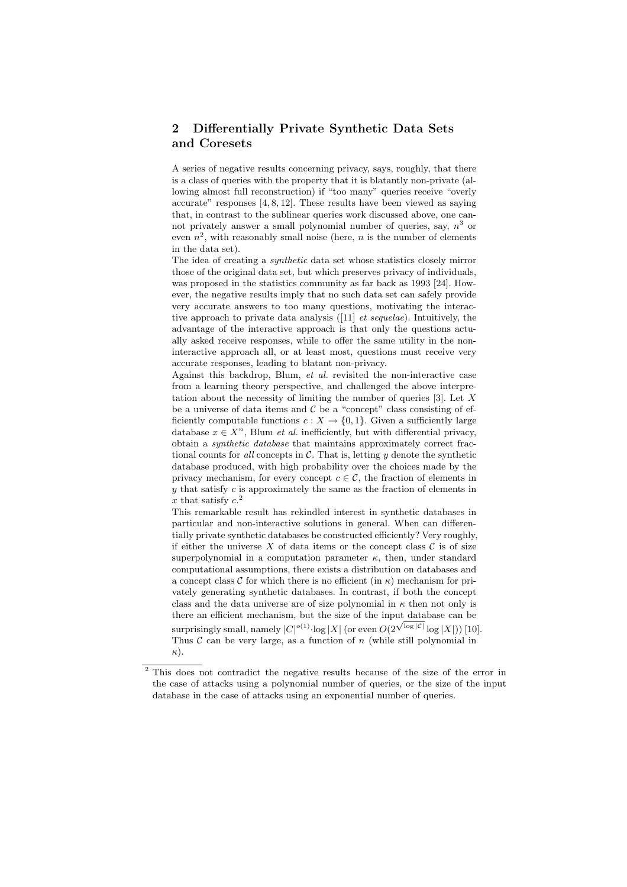## 2 Differentially Private Synthetic Data Sets and Coresets

A series of negative results concerning privacy, says, roughly, that there is a class of queries with the property that it is blatantly non-private (allowing almost full reconstruction) if "too many" queries receive "overly accurate" responses [4, 8, 12]. These results have been viewed as saying that, in contrast to the sublinear queries work discussed above, one cannot privately answer a small polynomial number of queries, say, $n^3$ or even $n^2$, with reasonably small noise (here, $n$ is the number of elements in the data set).

The idea of creating a *synthetic* data set whose statistics closely mirror those of the original data set, but which preserves privacy of individuals, was proposed in the statistics community as far back as 1993 [24]. However, the negative results imply that no such data set can safely provide very accurate answers to too many questions, motivating the interactive approach to private data analysis ([11] *et sequelae*). Intuitively, the advantage of the interactive approach is that only the questions actually asked receive responses, while to offer the same utility in the non-interactive approach all, or at least most, questions must receive very accurate responses, leading to blatant non-privacy.

Against this backdrop, Blum, *et al.* revisited the non-interactive case from a learning theory perspective, and challenged the above interpretation about the necessity of limiting the number of queries [3]. Let $X$ be a universe of data items and $\mathcal{C}$ be a "concept" class consisting of efficiently computable functions $c : X \to \{0, 1\}$. Given a sufficiently large database $x \in X^n$, Blum *et al.* inefficiently, but with differential privacy, obtain a *synthetic database* that maintains approximately correct fractional counts for *all* concepts in $\mathcal{C}$. That is, letting $y$ denote the synthetic database produced, with high probability over the choices made by the privacy mechanism, for every concept $c \in \mathcal{C}$, the fraction of elements in $y$ that satisfy $c$ is approximately the same as the fraction of elements in $x$ that satisfy $c$.[2]

This remarkable result has rekindled interest in synthetic databases in particular and non-interactive solutions in general. When can differentially private synthetic databases be constructed efficiently? Very roughly, if either the universe $X$ of data items or the concept class $\mathcal{C}$ is of size superpolynomial in a computation parameter $\kappa$, then, under standard computational assumptions, there exists a distribution on databases and a concept class $\mathcal{C}$ for which there is no efficient (in $\kappa$) mechanism for privately generating synthetic databases. In contrast, if both the concept class and the data universe are of size polynomial in $\kappa$ then not only is there an efficient mechanism, but the size of the input database can be surprisingly small, namely $|C|^{o(1)} \cdot \log |X|$ (or even $O(2^{\sqrt{\log |\mathcal{C}|}} \log |X|)$) [10]. Thus $\mathcal{C}$ can be very large, as a function of $n$ (while still polynomial in $\kappa$).

---

[2] This does not contradict the negative results because of the size of the error in the case of attacks using a polynomial number of queries, or the size of the input database in the case of attacks using an exponential number of queries.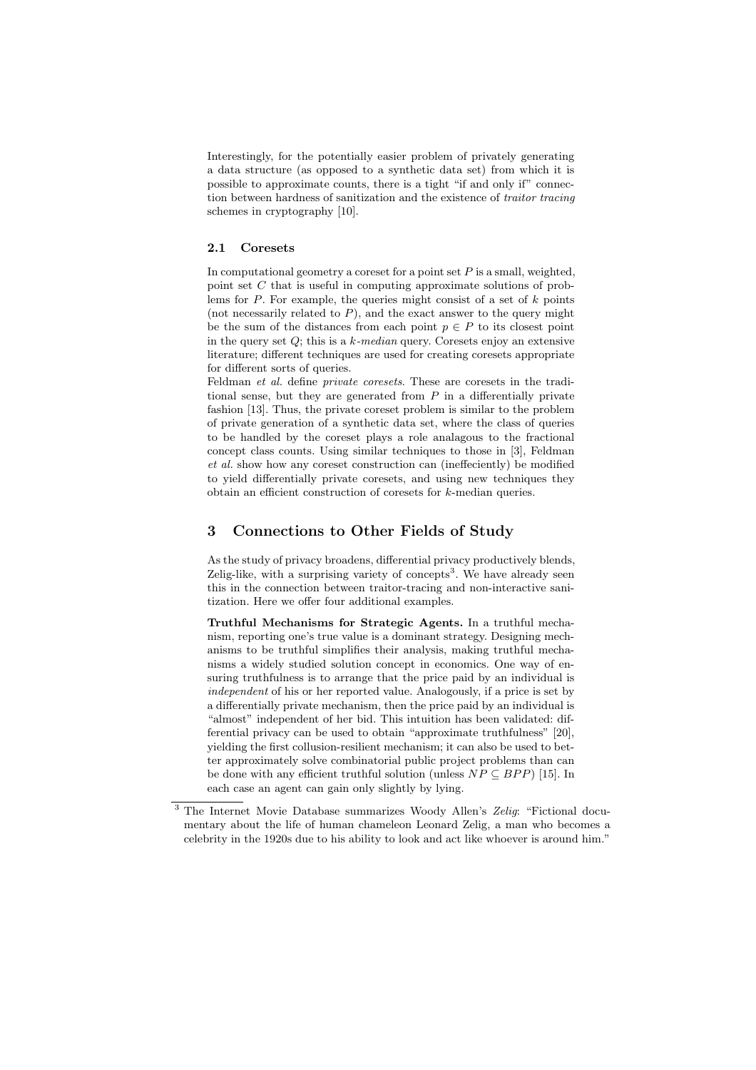Interestingly, for the potentially easier problem of privately generating a data structure (as opposed to a synthetic data set) from which it is possible to approximate counts, there is a tight "if and only if" connection between hardness of sanitization and the existence of *traitor tracing* schemes in cryptography [10].

### 2.1 Coresets

In computational geometry a coreset for a point set $P$ is a small, weighted, point set $C$ that is useful in computing approximate solutions of problems for $P$. For example, the queries might consist of a set of $k$ points (not necessarily related to $P$), and the exact answer to the query might be the sum of the distances from each point $p \in P$ to its closest point in the query set $Q$; this is a $k$-*median* query. Coresets enjoy an extensive literature; different techniques are used for creating coresets appropriate for different sorts of queries.

Feldman *et al.* define *private coresets*. These are coresets in the traditional sense, but they are generated from $P$ in a differentially private fashion [13]. Thus, the private coreset problem is similar to the problem of private generation of a synthetic data set, where the class of queries to be handled by the coreset plays a role analagous to the fractional concept class counts. Using similar techniques to those in [3], Feldman *et al.* show how any coreset construction can (ineffeciently) be modified to yield differentially private coresets, and using new techniques they obtain an efficient construction of coresets for $k$-median queries.

## 3 Connections to Other Fields of Study

As the study of privacy broadens, differential privacy productively blends, Zelig-like, with a surprising variety of concepts[3]. We have already seen this in the connection between traitor-tracing and non-interactive sanitization. Here we offer four additional examples.

**Truthful Mechanisms for Strategic Agents.** In a truthful mechanism, reporting one's true value is a dominant strategy. Designing mechanisms to be truthful simplifies their analysis, making truthful mechanisms a widely studied solution concept in economics. One way of ensuring truthfulness is to arrange that the price paid by an individual is *independent* of his or her reported value. Analogously, if a price is set by a differentially private mechanism, then the price paid by an individual is "almost" independent of her bid. This intuition has been validated: differential privacy can be used to obtain "approximate truthfulness" [20], yielding the first collusion-resilient mechanism; it can also be used to better approximately solve combinatorial public project problems than can be done with any efficient truthful solution (unless $NP \subseteq BPP$) [15]. In each case an agent can gain only slightly by lying.

[3] The Internet Movie Database summarizes Woody Allen's *Zelig*: "Fictional documentary about the life of human chameleon Leonard Zelig, a man who becomes a celebrity in the 1920s due to his ability to look and act like whoever is around him."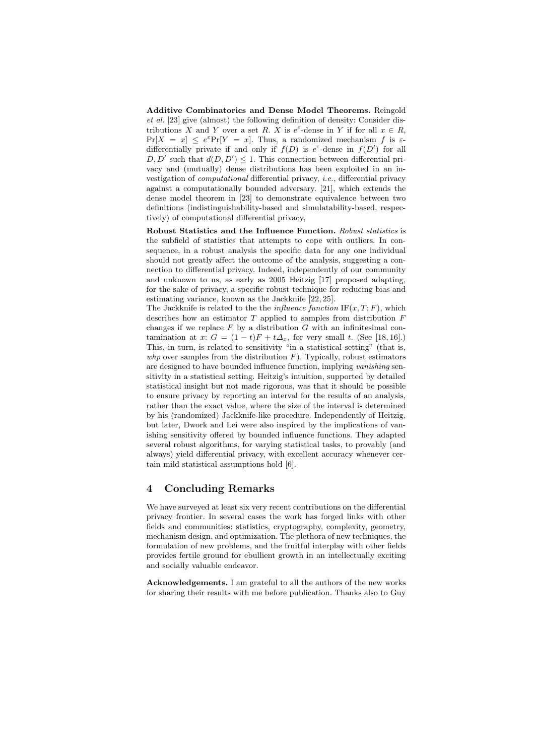**Additive Combinatorics and Dense Model Theorems.** Reingold *et al.* [23] give (almost) the following definition of density: Consider distributions $X$ and $Y$ over a set $R$. $X$ is $e^{\varepsilon}$-dense in $Y$ if for all $x \in R$, $\Pr[X = x] \leq e^{\varepsilon}\Pr[Y = x]$. Thus, a randomized mechanism $f$ is $\varepsilon$-differentially private if and only if $f(D)$ is $e^{\varepsilon}$-dense in $f(D')$ for all $D, D'$ such that $d(D, D') \leq 1$. This connection between differential privacy and (mutually) dense distributions has been exploited in an investigation of *computational* differential privacy, *i.e.*, differential privacy against a computationally bounded adversary. [21], which extends the dense model theorem in [23] to demonstrate equivalence between two definitions (indistinguishability-based and simulatability-based, respectively) of computational differential privacy,

**Robust Statistics and the Influence Function.** *Robust statistics* is the subfield of statistics that attempts to cope with outliers. In consequence, in a robust analysis the specific data for any one individual should not greatly affect the outcome of the analysis, suggesting a connection to differential privacy. Indeed, independently of our community and unknown to us, as early as 2005 Heitzig [17] proposed adapting, for the sake of privacy, a specific robust technique for reducing bias and estimating variance, known as the Jackknife [22, 25].

The Jackknife is related to the the *influence function* $\mathrm{IF}(x, T; F)$, which describes how an estimator $T$ applied to samples from distribution $F$ changes if we replace $F$ by a distribution $G$ with an infinitesimal contamination at $x$: $G = (1-t)F + t\Delta_x$, for very small $t$. (See [18, 16].) This, in turn, is related to sensitivity "in a statistical setting" (that is, *whp* over samples from the distribution $F$). Typically, robust estimators are designed to have bounded influence function, implying *vanishing* sensitivity in a statistical setting. Heitzig's intuition, supported by detailed statistical insight but not made rigorous, was that it should be possible to ensure privacy by reporting an interval for the results of an analysis, rather than the exact value, where the size of the interval is determined by his (randomized) Jackknife-like procedure. Independently of Heitzig, but later, Dwork and Lei were also inspired by the implications of vanishing sensitivity offered by bounded influence functions. They adapted several robust algorithms, for varying statistical tasks, to provably (and always) yield differential privacy, with excellent accuracy whenever certain mild statistical assumptions hold [6].

## 4 Concluding Remarks

We have surveyed at least six very recent contributions on the differential privacy frontier. In several cases the work has forged links with other fields and communities: statistics, cryptography, complexity, geometry, mechanism design, and optimization. The plethora of new techniques, the formulation of new problems, and the fruitful interplay with other fields provides fertile ground for ebullient growth in an intellectually exciting and socially valuable endeavor.

**Acknowledgements.** I am grateful to all the authors of the new works for sharing their results with me before publication. Thanks also to Guy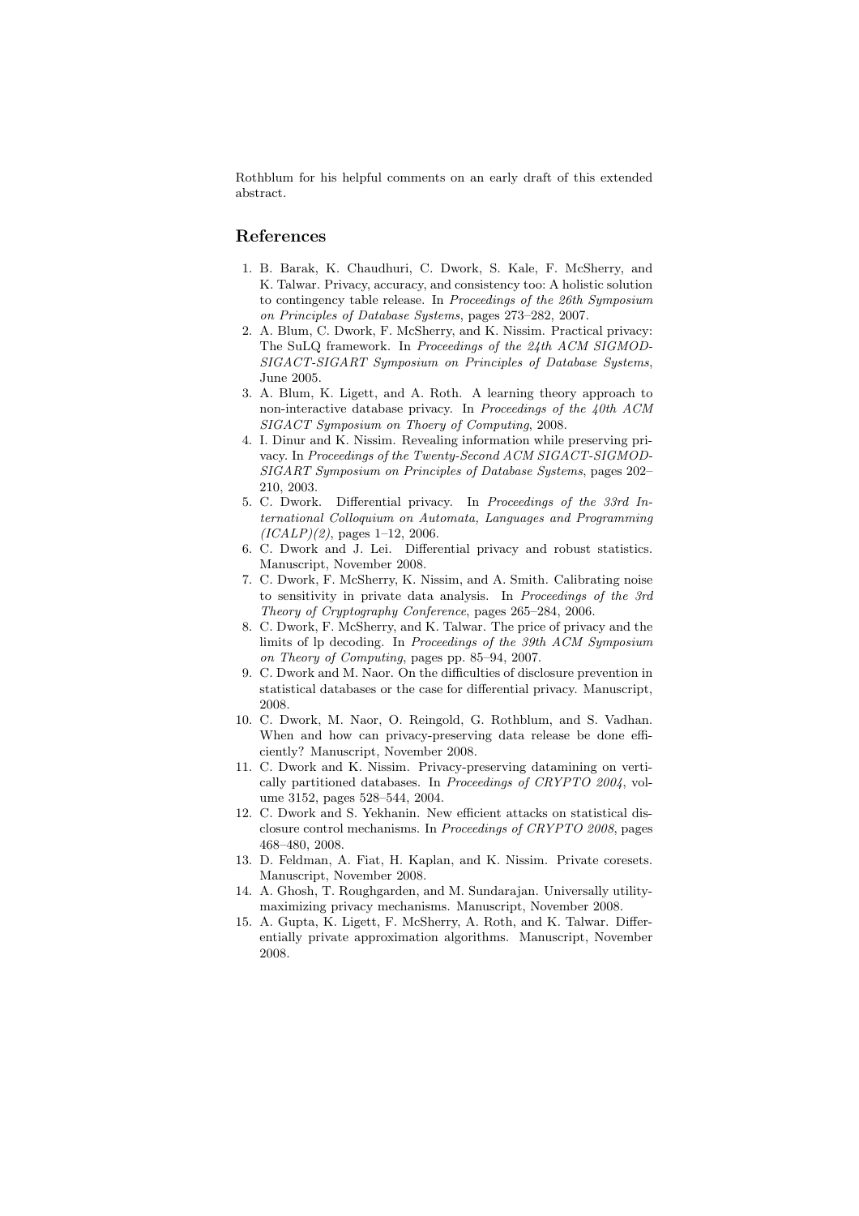Rothblum for his helpful comments on an early draft of this extended abstract.

## References

1. B. Barak, K. Chaudhuri, C. Dwork, S. Kale, F. McSherry, and K. Talwar. Privacy, accuracy, and consistency too: A holistic solution to contingency table release. In *Proceedings of the 26th Symposium on Principles of Database Systems*, pages 273–282, 2007.
2. A. Blum, C. Dwork, F. McSherry, and K. Nissim. Practical privacy: The SuLQ framework. In *Proceedings of the 24th ACM SIGMOD-SIGACT-SIGART Symposium on Principles of Database Systems*, June 2005.
3. A. Blum, K. Ligett, and A. Roth. A learning theory approach to non-interactive database privacy. In *Proceedings of the 40th ACM SIGACT Symposium on Thoery of Computing*, 2008.
4. I. Dinur and K. Nissim. Revealing information while preserving privacy. In *Proceedings of the Twenty-Second ACM SIGACT-SIGMOD-SIGART Symposium on Principles of Database Systems*, pages 202–210, 2003.
5. C. Dwork. Differential privacy. In *Proceedings of the 33rd International Colloquium on Automata, Languages and Programming (ICALP)(2)*, pages 1–12, 2006.
6. C. Dwork and J. Lei. Differential privacy and robust statistics. Manuscript, November 2008.
7. C. Dwork, F. McSherry, K. Nissim, and A. Smith. Calibrating noise to sensitivity in private data analysis. In *Proceedings of the 3rd Theory of Cryptography Conference*, pages 265–284, 2006.
8. C. Dwork, F. McSherry, and K. Talwar. The price of privacy and the limits of lp decoding. In *Proceedings of the 39th ACM Symposium on Theory of Computing*, pages pp. 85–94, 2007.
9. C. Dwork and M. Naor. On the difficulties of disclosure prevention in statistical databases or the case for differential privacy. Manuscript, 2008.
10. C. Dwork, M. Naor, O. Reingold, G. Rothblum, and S. Vadhan. When and how can privacy-preserving data release be done efficiently? Manuscript, November 2008.
11. C. Dwork and K. Nissim. Privacy-preserving datamining on vertically partitioned databases. In *Proceedings of CRYPTO 2004*, volume 3152, pages 528–544, 2004.
12. C. Dwork and S. Yekhanin. New efficient attacks on statistical disclosure control mechanisms. In *Proceedings of CRYPTO 2008*, pages 468–480, 2008.
13. D. Feldman, A. Fiat, H. Kaplan, and K. Nissim. Private coresets. Manuscript, November 2008.
14. A. Ghosh, T. Roughgarden, and M. Sundarajan. Universally utility-maximizing privacy mechanisms. Manuscript, November 2008.
15. A. Gupta, K. Ligett, F. McSherry, A. Roth, and K. Talwar. Differentially private approximation algorithms. Manuscript, November 2008.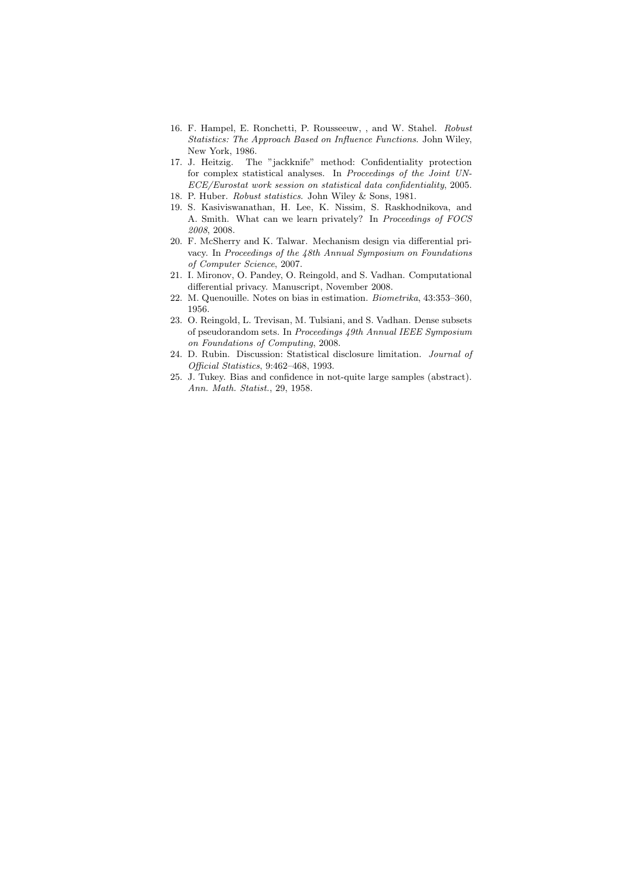16. F. Hampel, E. Ronchetti, P. Rousseeuw, , and W. Stahel. *Robust Statistics: The Approach Based on Influence Functions*. John Wiley, New York, 1986.
17. J. Heitzig. The "jackknife" method: Confidentiality protection for complex statistical analyses. In *Proceedings of the Joint UN-ECE/Eurostat work session on statistical data confidentiality*, 2005.
18. P. Huber. *Robust statistics*. John Wiley & Sons, 1981.
19. S. Kasiviswanathan, H. Lee, K. Nissim, S. Raskhodnikova, and A. Smith. What can we learn privately? In *Proceedings of FOCS 2008*, 2008.
20. F. McSherry and K. Talwar. Mechanism design via differential privacy. In *Proceedings of the 48th Annual Symposium on Foundations of Computer Science*, 2007.
21. I. Mironov, O. Pandey, O. Reingold, and S. Vadhan. Computational differential privacy. Manuscript, November 2008.
22. M. Quenouille. Notes on bias in estimation. *Biometrika*, 43:353–360, 1956.
23. O. Reingold, L. Trevisan, M. Tulsiani, and S. Vadhan. Dense subsets of pseudorandom sets. In *Proceedings 49th Annual IEEE Symposium on Foundations of Computing*, 2008.
24. D. Rubin. Discussion: Statistical disclosure limitation. *Journal of Official Statistics*, 9:462–468, 1993.
25. J. Tukey. Bias and confidence in not-quite large samples (abstract). *Ann. Math. Statist.*, 29, 1958.